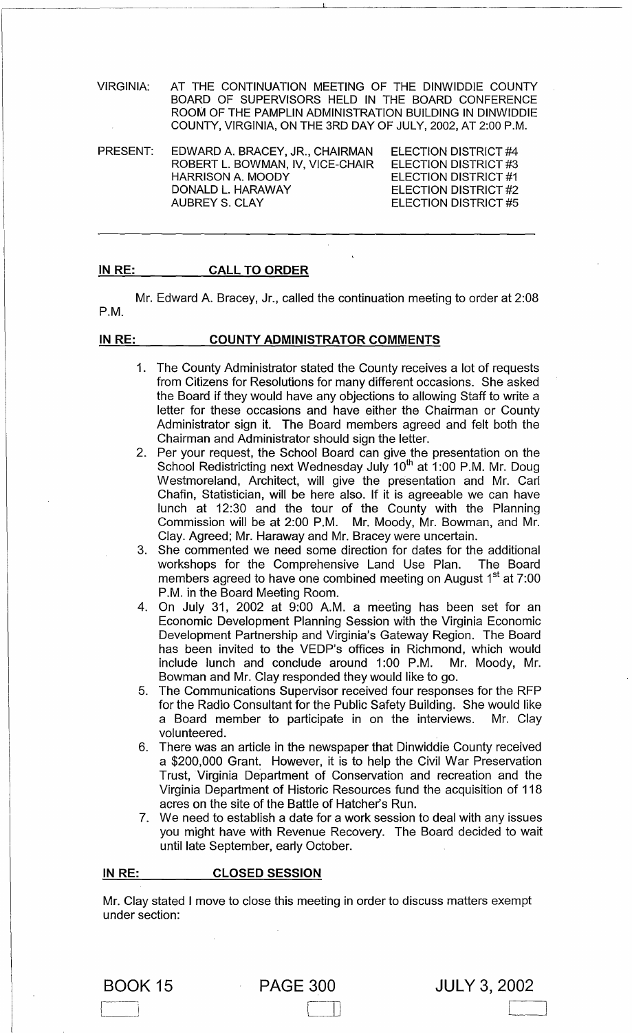VIRGINIA: AT THE CONTINUATION MEETING OF THE DINWIDDIE COUNTY BOARD OF SUPERVISORS HELD IN THE BOARD CONFERENCE ROOM OF THE PAMPLIN ADMINISTRATION BUILDING IN DINWIDDIE COUNTY, VIRGINIA, ON THE 3RD DAY OF JULY, 2002, AT 2:00 P.M.

| PRESENT: | | |
|---|---|---|
| | EDWARD A. BRACEY, JR., CHAIRMAN | ELECTION DISTRICT #4 |
| | ROBERT L. BOWMAN, IV, VICE-CHAIR | ELECTION DISTRICT #3 |
| | HARRISON A. MOODY | ELECTION DISTRICT #1 |
| | DONALD L. HARAWAY | ELECTION DISTRICT #2 |
| | AUBREY S. CLAY | ELECTION DISTRICT #5 |

## IN RE: CALL TO ORDER

Mr. Edward A. Bracey, Jr., called the continuation meeting to order at 2:08 P.M.

## IN RE: COUNTY ADMINISTRATOR COMMENTS

1. The County Administrator stated the County receives a lot of requests from Citizens for Resolutions for many different occasions. She asked the Board if they would have any objections to allowing Staff to write a letter for these occasions and have either the Chairman or County Administrator sign it. The Board members agreed and felt both the Chairman and Administrator should sign the letter.
2. Per your request, the School Board can give the presentation on the School Redistricting next Wednesday July 10th at 1:00 P.M. Mr. Doug Westmoreland, Architect, will give the presentation and Mr. Carl Chafin, Statistician, will be here also. If it is agreeable we can have lunch at 12:30 and the tour of the County with the Planning Commission will be at 2:00 P.M. Mr. Moody, Mr. Bowman, and Mr. Clay. Agreed; Mr. Haraway and Mr. Bracey were uncertain.
3. She commented we need some direction for dates for the additional workshops for the Comprehensive Land Use Plan. The Board members agreed to have one combined meeting on August 1st at 7:00 P.M. in the Board Meeting Room.
4. On July 31, 2002 at 9:00 A.M. a meeting has been set for an Economic Development Planning Session with the Virginia Economic Development Partnership and Virginia's Gateway Region. The Board has been invited to the VEDP's offices in Richmond, which would include lunch and conclude around 1:00 P.M. Mr. Moody, Mr. Bowman and Mr. Clay responded they would like to go.
5. The Communications Supervisor received four responses for the RFP for the Radio Consultant for the Public Safety Building. She would like a Board member to participate in on the interviews. Mr. Clay volunteered.
6. There was an article in the newspaper that Dinwiddie County received a $200,000 Grant. However, it is to help the Civil War Preservation Trust, Virginia Department of Conservation and recreation and the Virginia Department of Historic Resources fund the acquisition of 118 acres on the site of the Battle of Hatcher's Run.
7. We need to establish a date for a work session to deal with any issues you might have with Revenue Recovery. The Board decided to wait until late September, early October.

## IN RE: CLOSED SESSION

Mr. Clay stated I move to close this meeting in order to discuss matters exempt under section: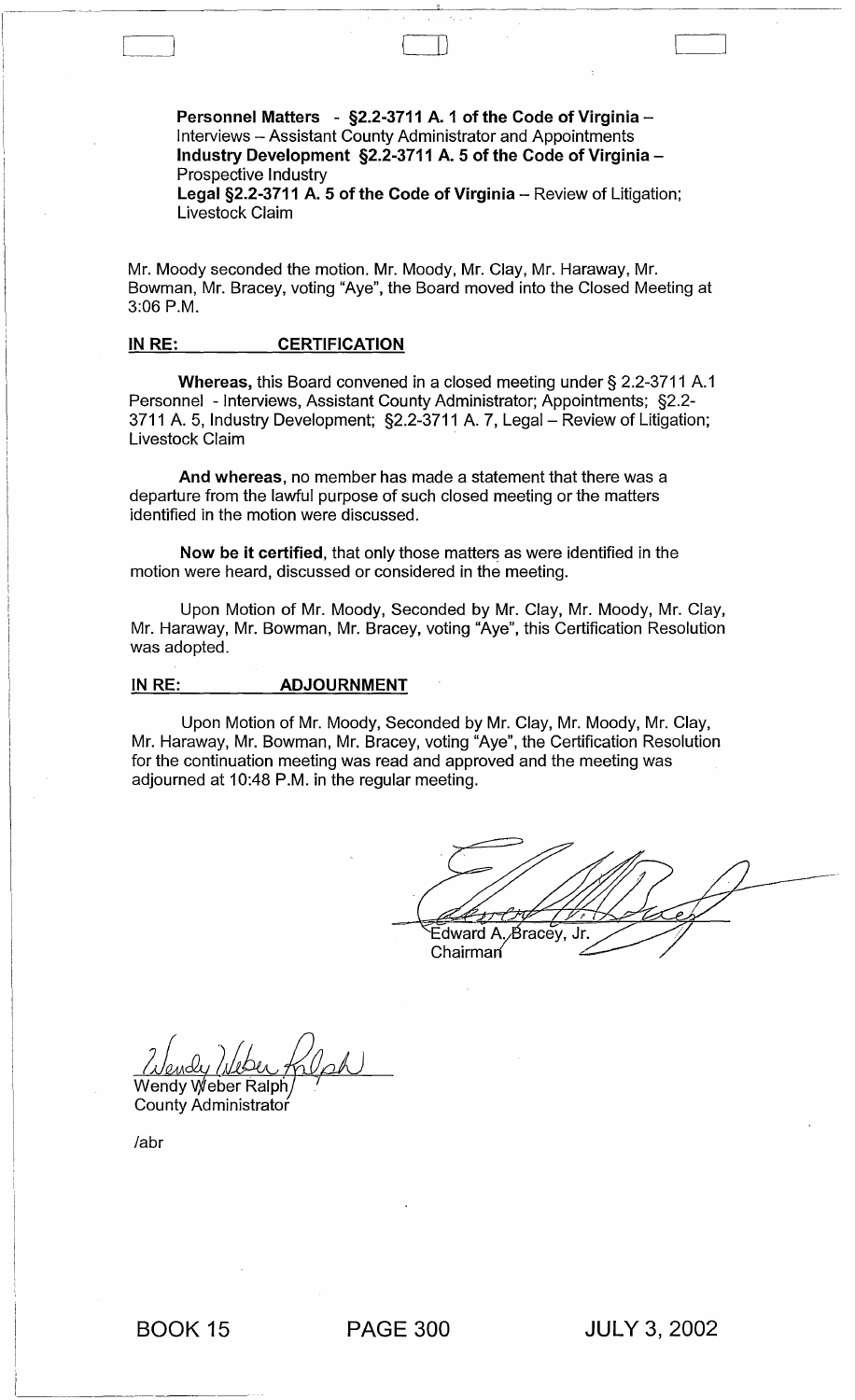**Personnel Matters - §2.2-3711 A. 1 of the Code of Virginia –** Interviews – Assistant County Administrator and Appointments
**Industry Development §2.2-3711 A. 5 of the Code of Virginia –** Prospective Industry
**Legal §2.2-3711 A. 5 of the Code of Virginia –** Review of Litigation; Livestock Claim

Mr. Moody seconded the motion. Mr. Moody, Mr. Clay, Mr. Haraway, Mr. Bowman, Mr. Bracey, voting "Aye", the Board moved into the Closed Meeting at 3:06 P.M.

**IN RE: CERTIFICATION**

**Whereas,** this Board convened in a closed meeting under § 2.2-3711 A.1 Personnel - Interviews, Assistant County Administrator; Appointments; §2.2-3711 A. 5, Industry Development; §2.2-3711 A. 7, Legal – Review of Litigation; Livestock Claim

**And whereas,** no member has made a statement that there was a departure from the lawful purpose of such closed meeting or the matters identified in the motion were discussed.

**Now be it certified,** that only those matters as were identified in the motion were heard, discussed or considered in the meeting.

Upon Motion of Mr. Moody, Seconded by Mr. Clay, Mr. Moody, Mr. Clay, Mr. Haraway, Mr. Bowman, Mr. Bracey, voting "Aye", this Certification Resolution was adopted.

**IN RE: ADJOURNMENT**

Upon Motion of Mr. Moody, Seconded by Mr. Clay, Mr. Moody, Mr. Clay, Mr. Haraway, Mr. Bowman, Mr. Bracey, voting "Aye", the Certification Resolution for the continuation meeting was read and approved and the meeting was adjourned at 10:48 P.M. in the regular meeting.

Edward A. Bracey, Jr.
Chairman

Wendy Weber Ralph
County Administrator

/abr

BOOK 15 PAGE 300 JULY 3, 2002